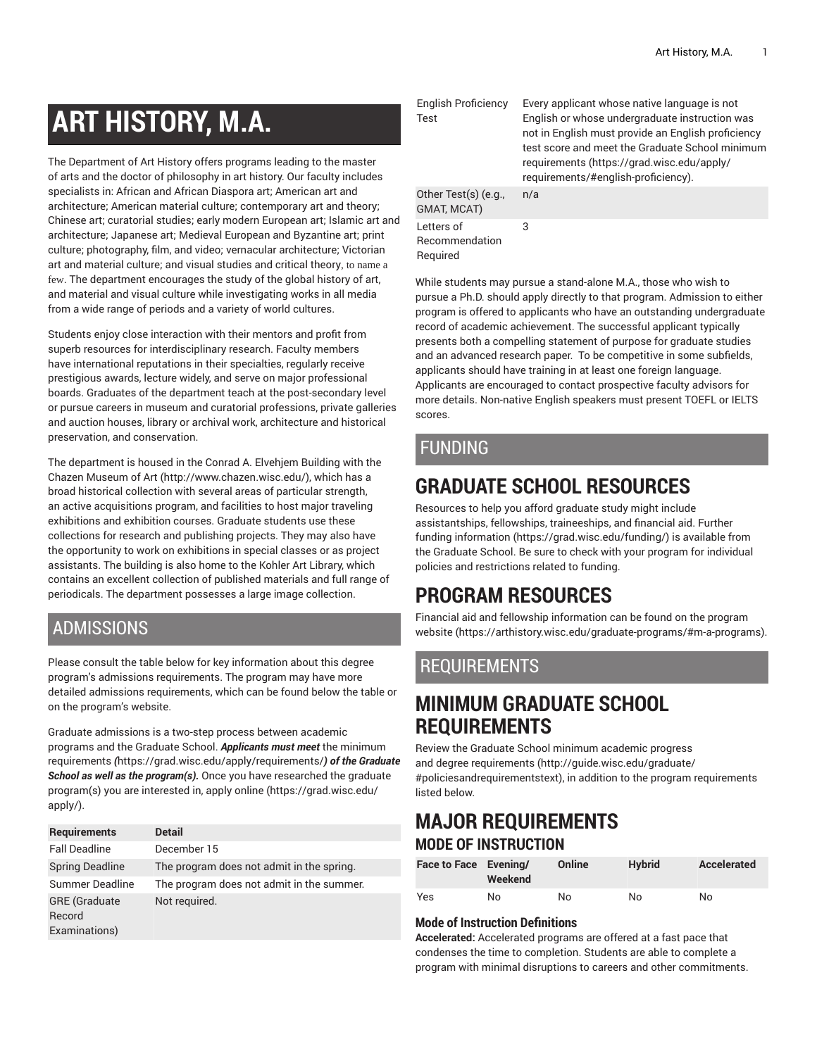# ART HISTORY, M.A.

The Department of Art History offers programs leading to the master of arts and the doctor of philosophy in art history. Our faculty includes specialists in: African and African Diaspora art; American art and architecture; American material culture; contemporary art and theory; Chinese art; curatorial studies; early modern European art; Islamic art and architecture; Japanese art; Medieval European and Byzantine art; print culture; photography, film, and video; vernacular architecture; Victorian art and material culture; and visual studies and critical theory, to name a few. The department encourages the study of the global history of art, and material and visual culture while investigating works in all media from a wide range of periods and a variety of world cultures.

Students enjoy close interaction with their mentors and profit from superb resources for interdisciplinary research. Faculty members have international reputations in their specialties, regularly receive prestigious awards, lecture widely, and serve on major professional boards. Graduates of the department teach at the post-secondary level or pursue careers in museum and curatorial professions, private galleries and auction houses, library or archival work, architecture and historical preservation, and conservation.

The department is housed in the Conrad A. Elvehjem Building with the Chazen Museum of Art (http://www.chazen.wisc.edu/), which has a broad historical collection with several areas of particular strength, an active acquisitions program, and facilities to host major traveling exhibitions and exhibition courses. Graduate students use these collections for research and publishing projects. They may also have the opportunity to work on exhibitions in special classes or as project assistants. The building is also home to the Kohler Art Library, which contains an excellent collection of published materials and full range of periodicals. The department possesses a large image collection.

## ADMISSIONS

Please consult the table below for key information about this degree program's admissions requirements. The program may have more detailed admissions requirements, which can be found below the table or on the program's website.

Graduate admissions is a two-step process between academic programs and the Graduate School. ***Applicants must meet*** the minimum requirements ***(***https://grad.wisc.edu/apply/requirements/***) of the Graduate School as well as the program(s).*** Once you have researched the graduate program(s) you are interested in, apply online (https://grad.wisc.edu/apply/).

| Requirements | Detail |
| --- | --- |
| Fall Deadline | December 15 |
| Spring Deadline | The program does not admit in the spring. |
| Summer Deadline | The program does not admit in the summer. |
| GRE (Graduate Record Examinations) | Not required. |
| English Proficiency Test | Every applicant whose native language is not English or whose undergraduate instruction was not in English must provide an English proficiency test score and meet the Graduate School minimum requirements (https://grad.wisc.edu/apply/requirements/#english-proficiency). |
| Other Test(s) (e.g., GMAT, MCAT) | n/a |
| Letters of Recommendation Required | 3 |

While students may pursue a stand-alone M.A., those who wish to pursue a Ph.D. should apply directly to that program. Admission to either program is offered to applicants who have an outstanding undergraduate record of academic achievement. The successful applicant typically presents both a compelling statement of purpose for graduate studies and an advanced research paper. To be competitive in some subfields, applicants should have training in at least one foreign language. Applicants are encouraged to contact prospective faculty advisors for more details. Non-native English speakers must present TOEFL or IELTS scores.

## FUNDING

## GRADUATE SCHOOL RESOURCES

Resources to help you afford graduate study might include assistantships, fellowships, traineeships, and financial aid. Further funding information (https://grad.wisc.edu/funding/) is available from the Graduate School. Be sure to check with your program for individual policies and restrictions related to funding.

## PROGRAM RESOURCES

Financial aid and fellowship information can be found on the program website (https://arthistory.wisc.edu/graduate-programs/#m-a-programs).

## REQUIREMENTS

## MINIMUM GRADUATE SCHOOL REQUIREMENTS

Review the Graduate School minimum academic progress and degree requirements (http://guide.wisc.edu/graduate/#policiesandrequirementstext), in addition to the program requirements listed below.

## MAJOR REQUIREMENTS

### MODE OF INSTRUCTION

| Face to Face | Evening/Weekend | Online | Hybrid | Accelerated |
| --- | --- | --- | --- | --- |
| Yes | No | No | No | No |

#### Mode of Instruction Definitions

**Accelerated:** Accelerated programs are offered at a fast pace that condenses the time to completion. Students are able to complete a program with minimal disruptions to careers and other commitments.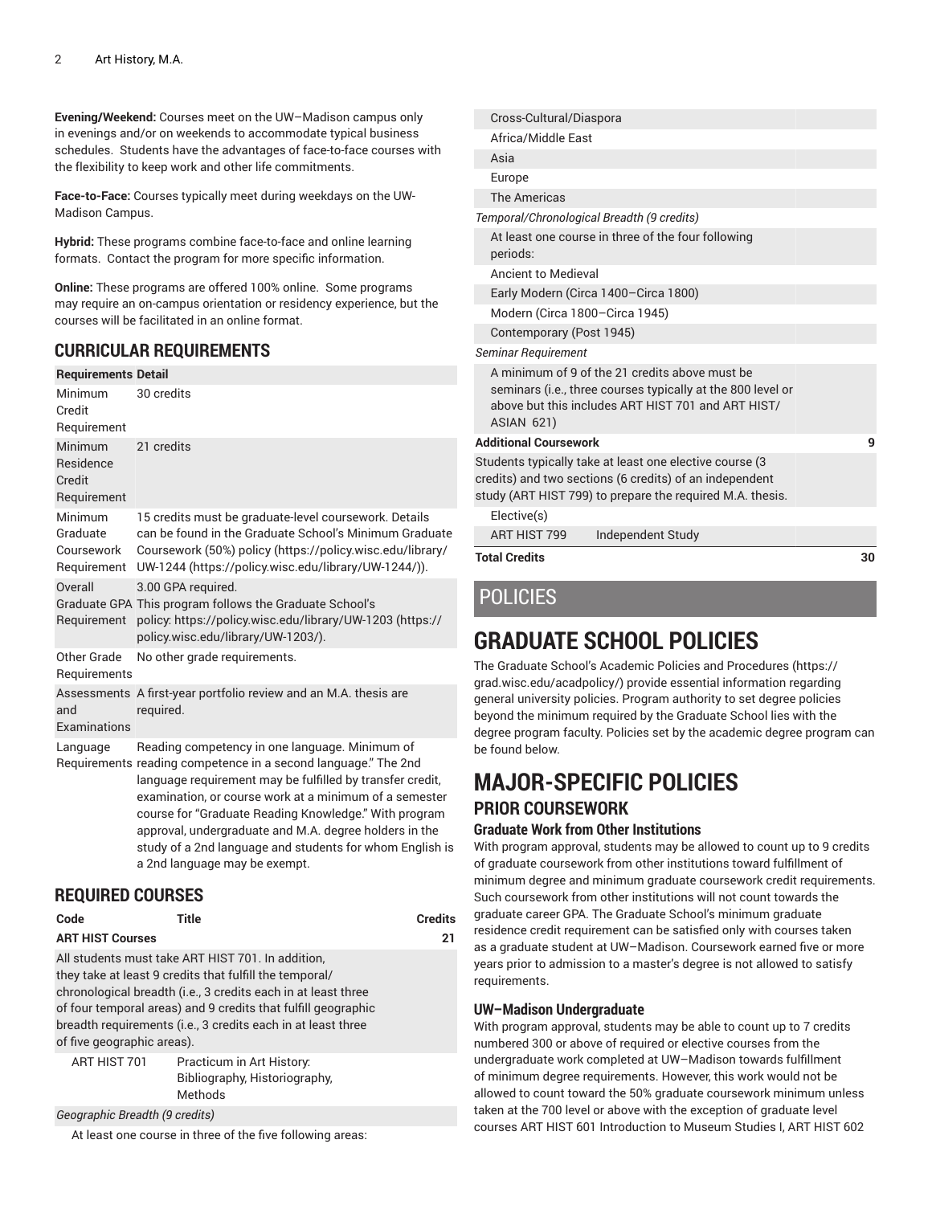**Evening/Weekend:** Courses meet on the UW–Madison campus only in evenings and/or on weekends to accommodate typical business schedules. Students have the advantages of face-to-face courses with the flexibility to keep work and other life commitments.

**Face-to-Face:** Courses typically meet during weekdays on the UW-Madison Campus.

**Hybrid:** These programs combine face-to-face and online learning formats. Contact the program for more specific information.

**Online:** These programs are offered 100% online. Some programs may require an on-campus orientation or residency experience, but the courses will be facilitated in an online format.

## CURRICULAR REQUIREMENTS

| Requirements | Detail |
|---|---|
| Minimum Credit Requirement | 30 credits |
| Minimum Residence Credit Requirement | 21 credits |
| Minimum Graduate Coursework Requirement | 15 credits must be graduate-level coursework. Details can be found in the Graduate School's Minimum Graduate Coursework (50%) policy (https://policy.wisc.edu/library/UW-1244 (https://policy.wisc.edu/library/UW-1244/)). |
| Overall Graduate GPA Requirement | 3.00 GPA required. This program follows the Graduate School's policy: https://policy.wisc.edu/library/UW-1203 (https://policy.wisc.edu/library/UW-1203/). |
| Other Grade Requirements | No other grade requirements. |
| Assessments and Examinations | A first-year portfolio review and an M.A. thesis are required. |
| Language Requirements | Reading competency in one language. Minimum of reading competence in a second language." The 2nd language requirement may be fulfilled by transfer credit, examination, or course work at a minimum of a semester course for "Graduate Reading Knowledge." With program approval, undergraduate and M.A. degree holders in the study of a 2nd language and students for whom English is a 2nd language may be exempt. |

## REQUIRED COURSES

| Code | Title | Credits |
|---|---|---|
| **ART HIST Courses** | | **21** |
| All students must take ART HIST 701. In addition, they take at least 9 credits that fulfill the temporal/chronological breadth (i.e., 3 credits each in at least three of four temporal areas) and 9 credits that fulfill geographic breadth requirements (i.e., 3 credits each in at least three of five geographic areas). | | |
| ART HIST 701 | Practicum in Art History: Bibliography, Historiography, Methods | |
| *Geographic Breadth (9 credits)* | | |
| At least one course in three of the five following areas: | | |
| Cross-Cultural/Diaspora | | |
| Africa/Middle East | | |
| Asia | | |
| Europe | | |
| The Americas | | |
| *Temporal/Chronological Breadth (9 credits)* | | |
| At least one course in three of the four following periods: | | |
| Ancient to Medieval | | |
| Early Modern (Circa 1400–Circa 1800) | | |
| Modern (Circa 1800–Circa 1945) | | |
| Contemporary (Post 1945) | | |
| *Seminar Requirement* | | |
| A minimum of 9 of the 21 credits above must be seminars (i.e., three courses typically at the 800 level or above but this includes ART HIST 701 and ART HIST/ASIAN 621) | | |
| **Additional Coursework** | | **9** |
| Students typically take at least one elective course (3 credits) and two sections (6 credits) of an independent study (ART HIST 799) to prepare the required M.A. thesis. | | |
| Elective(s) | | |
| ART HIST 799 | Independent Study | |
| **Total Credits** | | **30** |

# POLICIES

# GRADUATE SCHOOL POLICIES

The Graduate School's Academic Policies and Procedures (https://grad.wisc.edu/acadpolicy/) provide essential information regarding general university policies. Program authority to set degree policies beyond the minimum required by the Graduate School lies with the degree program faculty. Policies set by the academic degree program can be found below.

# MAJOR-SPECIFIC POLICIES

## PRIOR COURSEWORK

### Graduate Work from Other Institutions

With program approval, students may be allowed to count up to 9 credits of graduate coursework from other institutions toward fulfillment of minimum degree and minimum graduate coursework credit requirements. Such coursework from other institutions will not count towards the graduate career GPA. The Graduate School's minimum graduate residence credit requirement can be satisfied only with courses taken as a graduate student at UW–Madison. Coursework earned five or more years prior to admission to a master's degree is not allowed to satisfy requirements.

### UW–Madison Undergraduate

With program approval, students may be able to count up to 7 credits numbered 300 or above of required or elective courses from the undergraduate work completed at UW–Madison towards fulfillment of minimum degree requirements. However, this work would not be allowed to count toward the 50% graduate coursework minimum unless taken at the 700 level or above with the exception of graduate level courses ART HIST 601 Introduction to Museum Studies I, ART HIST 602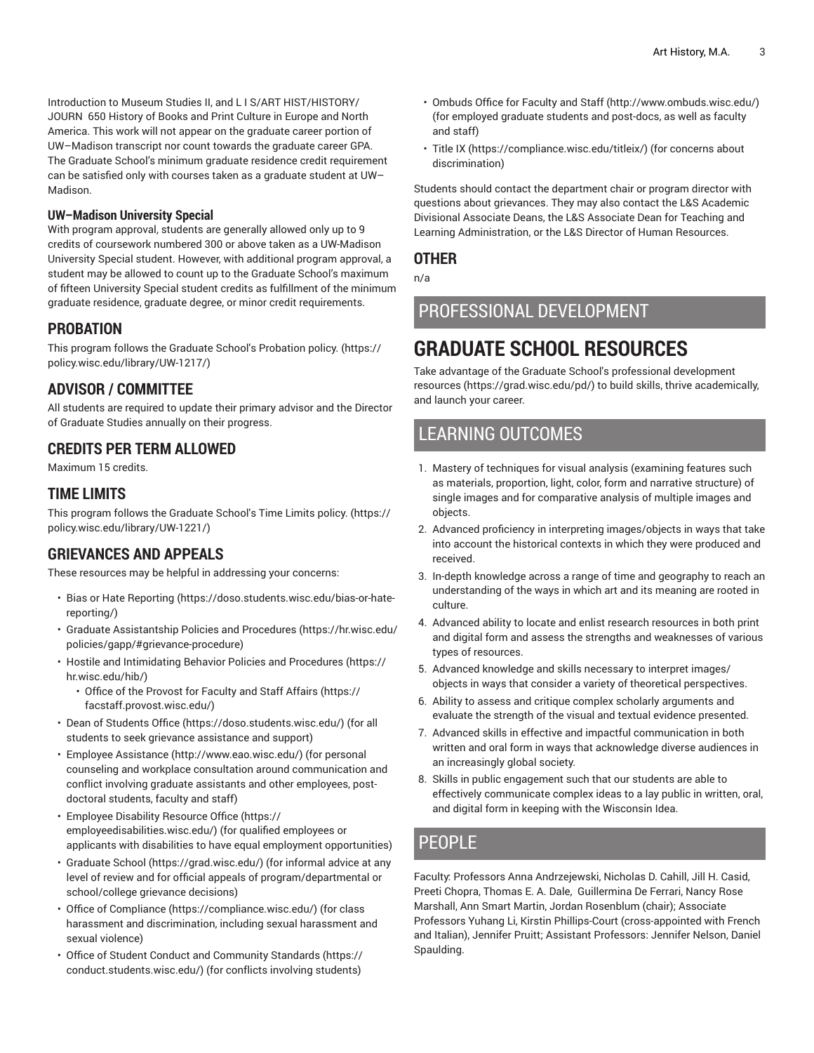Introduction to Museum Studies II, and L I S/ART HIST/HISTORY/JOURN 650 History of Books and Print Culture in Europe and North America. This work will not appear on the graduate career portion of UW–Madison transcript nor count towards the graduate career GPA. The Graduate School's minimum graduate residence credit requirement can be satisfied only with courses taken as a graduate student at UW–Madison.

### UW–Madison University Special

With program approval, students are generally allowed only up to 9 credits of coursework numbered 300 or above taken as a UW-Madison University Special student. However, with additional program approval, a student may be allowed to count up to the Graduate School's maximum of fifteen University Special student credits as fulfillment of the minimum graduate residence, graduate degree, or minor credit requirements.

## PROBATION

This program follows the Graduate School's Probation policy. (https://policy.wisc.edu/library/UW-1217/)

## ADVISOR / COMMITTEE

All students are required to update their primary advisor and the Director of Graduate Studies annually on their progress.

## CREDITS PER TERM ALLOWED

Maximum 15 credits.

## TIME LIMITS

This program follows the Graduate School's Time Limits policy. (https://policy.wisc.edu/library/UW-1221/)

## GRIEVANCES AND APPEALS

These resources may be helpful in addressing your concerns:

- Bias or Hate Reporting (https://doso.students.wisc.edu/bias-or-hate-reporting/)
- Graduate Assistantship Policies and Procedures (https://hr.wisc.edu/policies/gapp/#grievance-procedure)
- Hostile and Intimidating Behavior Policies and Procedures (https://hr.wisc.edu/hib/)
  - Office of the Provost for Faculty and Staff Affairs (https://facstaff.provost.wisc.edu/)
- Dean of Students Office (https://doso.students.wisc.edu/) (for all students to seek grievance assistance and support)
- Employee Assistance (http://www.eao.wisc.edu/) (for personal counseling and workplace consultation around communication and conflict involving graduate assistants and other employees, post-doctoral students, faculty and staff)
- Employee Disability Resource Office (https://employeedisabilities.wisc.edu/) (for qualified employees or applicants with disabilities to have equal employment opportunities)
- Graduate School (https://grad.wisc.edu/) (for informal advice at any level of review and for official appeals of program/departmental or school/college grievance decisions)
- Office of Compliance (https://compliance.wisc.edu/) (for class harassment and discrimination, including sexual harassment and sexual violence)
- Office of Student Conduct and Community Standards (https://conduct.students.wisc.edu/) (for conflicts involving students)
- Ombuds Office for Faculty and Staff (http://www.ombuds.wisc.edu/) (for employed graduate students and post-docs, as well as faculty and staff)
- Title IX (https://compliance.wisc.edu/titleix/) (for concerns about discrimination)

Students should contact the department chair or program director with questions about grievances. They may also contact the L&S Academic Divisional Associate Deans, the L&S Associate Dean for Teaching and Learning Administration, or the L&S Director of Human Resources.

## OTHER

n/a

# PROFESSIONAL DEVELOPMENT

# GRADUATE SCHOOL RESOURCES

Take advantage of the Graduate School's professional development resources (https://grad.wisc.edu/pd/) to build skills, thrive academically, and launch your career.

# LEARNING OUTCOMES

1. Mastery of techniques for visual analysis (examining features such as materials, proportion, light, color, form and narrative structure) of single images and for comparative analysis of multiple images and objects.
2. Advanced proficiency in interpreting images/objects in ways that take into account the historical contexts in which they were produced and received.
3. In-depth knowledge across a range of time and geography to reach an understanding of the ways in which art and its meaning are rooted in culture.
4. Advanced ability to locate and enlist research resources in both print and digital form and assess the strengths and weaknesses of various types of resources.
5. Advanced knowledge and skills necessary to interpret images/objects in ways that consider a variety of theoretical perspectives.
6. Ability to assess and critique complex scholarly arguments and evaluate the strength of the visual and textual evidence presented.
7. Advanced skills in effective and impactful communication in both written and oral form in ways that acknowledge diverse audiences in an increasingly global society.
8. Skills in public engagement such that our students are able to effectively communicate complex ideas to a lay public in written, oral, and digital form in keeping with the Wisconsin Idea.

# PEOPLE

Faculty: Professors Anna Andrzejewski, Nicholas D. Cahill, Jill H. Casid, Preeti Chopra, Thomas E. A. Dale, Guillermina De Ferrari, Nancy Rose Marshall, Ann Smart Martin, Jordan Rosenblum (chair); Associate Professors Yuhang Li, Kirstin Phillips-Court (cross-appointed with French and Italian), Jennifer Pruitt; Assistant Professors: Jennifer Nelson, Daniel Spaulding.